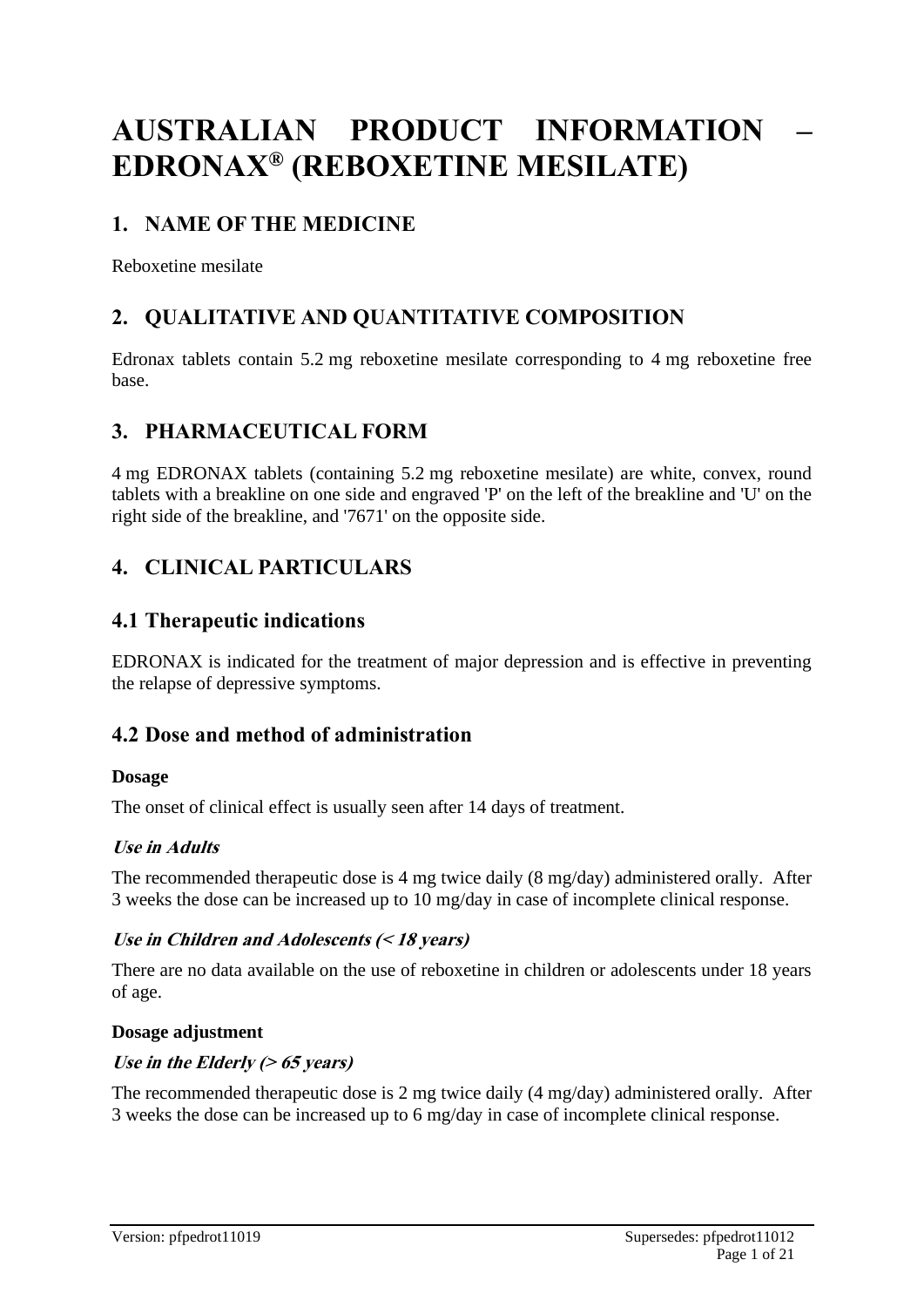# AUSTRALIAN PRODUCT INFORMATION – EDRONAX® (REBOXETINE MESILATE)

## 1. NAME OF THE MEDICINE

Reboxetine mesilate

## 2. QUALITATIVE AND QUANTITATIVE COMPOSITION

Edronax tablets contain 5.2 mg reboxetine mesilate corresponding to 4 mg reboxetine free base.

## 3. PHARMACEUTICAL FORM

4 mg EDRONAX tablets (containing 5.2 mg reboxetine mesilate) are white, convex, round tablets with a breakline on one side and engraved 'P' on the left of the breakline and 'U' on the right side of the breakline, and '7671' on the opposite side.

## 4. CLINICAL PARTICULARS

### 4.1 Therapeutic indications

EDRONAX is indicated for the treatment of major depression and is effective in preventing the relapse of depressive symptoms.

### 4.2 Dose and method of administration

**Dosage**

The onset of clinical effect is usually seen after 14 days of treatment.

***Use in Adults***

The recommended therapeutic dose is 4 mg twice daily (8 mg/day) administered orally. After 3 weeks the dose can be increased up to 10 mg/day in case of incomplete clinical response.

***Use in Children and Adolescents (< 18 years)***

There are no data available on the use of reboxetine in children or adolescents under 18 years of age.

**Dosage adjustment**

***Use in the Elderly (> 65 years)***

The recommended therapeutic dose is 2 mg twice daily (4 mg/day) administered orally. After 3 weeks the dose can be increased up to 6 mg/day in case of incomplete clinical response.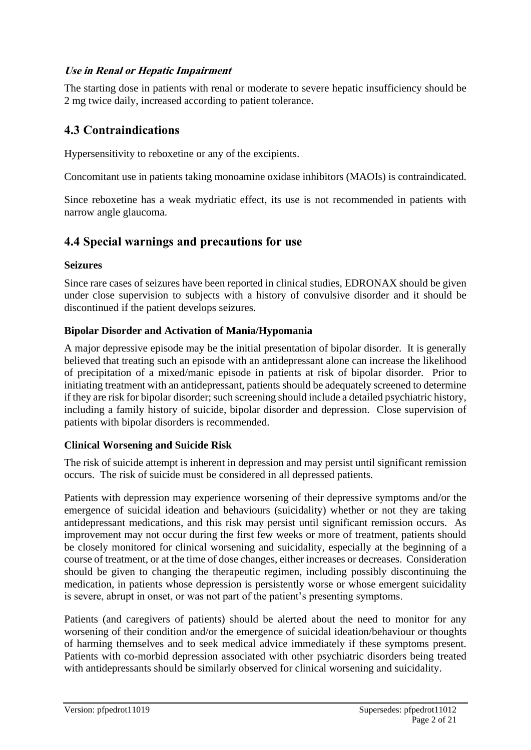***Use in Renal or Hepatic Impairment***

The starting dose in patients with renal or moderate to severe hepatic insufficiency should be 2 mg twice daily, increased according to patient tolerance.

## 4.3 Contraindications

Hypersensitivity to reboxetine or any of the excipients.

Concomitant use in patients taking monoamine oxidase inhibitors (MAOIs) is contraindicated.

Since reboxetine has a weak mydriatic effect, its use is not recommended in patients with narrow angle glaucoma.

## 4.4 Special warnings and precautions for use

**Seizures**

Since rare cases of seizures have been reported in clinical studies, EDRONAX should be given under close supervision to subjects with a history of convulsive disorder and it should be discontinued if the patient develops seizures.

**Bipolar Disorder and Activation of Mania/Hypomania**

A major depressive episode may be the initial presentation of bipolar disorder. It is generally believed that treating such an episode with an antidepressant alone can increase the likelihood of precipitation of a mixed/manic episode in patients at risk of bipolar disorder. Prior to initiating treatment with an antidepressant, patients should be adequately screened to determine if they are risk for bipolar disorder; such screening should include a detailed psychiatric history, including a family history of suicide, bipolar disorder and depression. Close supervision of patients with bipolar disorders is recommended.

**Clinical Worsening and Suicide Risk**

The risk of suicide attempt is inherent in depression and may persist until significant remission occurs. The risk of suicide must be considered in all depressed patients.

Patients with depression may experience worsening of their depressive symptoms and/or the emergence of suicidal ideation and behaviours (suicidality) whether or not they are taking antidepressant medications, and this risk may persist until significant remission occurs. As improvement may not occur during the first few weeks or more of treatment, patients should be closely monitored for clinical worsening and suicidality, especially at the beginning of a course of treatment, or at the time of dose changes, either increases or decreases. Consideration should be given to changing the therapeutic regimen, including possibly discontinuing the medication, in patients whose depression is persistently worse or whose emergent suicidality is severe, abrupt in onset, or was not part of the patient's presenting symptoms.

Patients (and caregivers of patients) should be alerted about the need to monitor for any worsening of their condition and/or the emergence of suicidal ideation/behaviour or thoughts of harming themselves and to seek medical advice immediately if these symptoms present. Patients with co-morbid depression associated with other psychiatric disorders being treated with antidepressants should be similarly observed for clinical worsening and suicidality.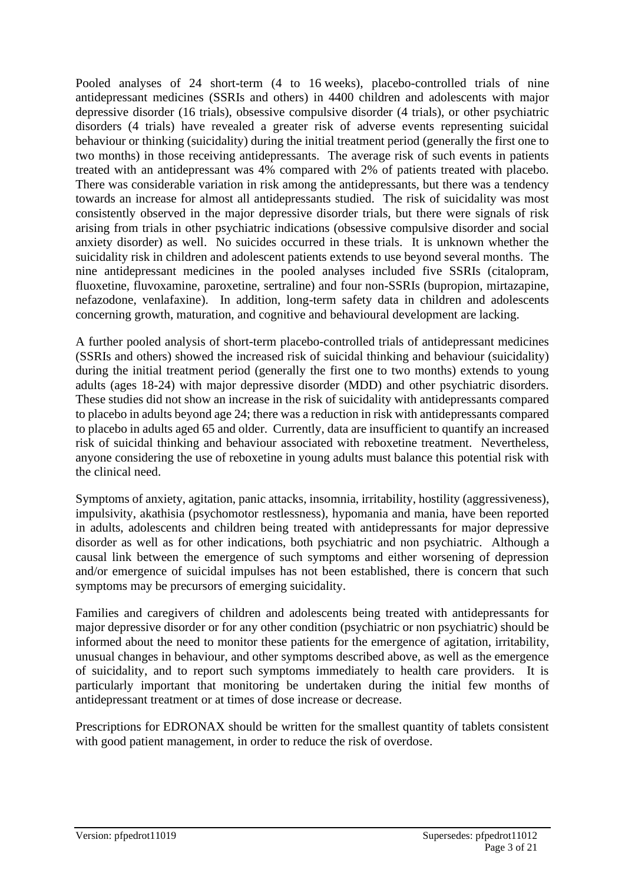Pooled analyses of 24 short-term (4 to 16 weeks), placebo-controlled trials of nine antidepressant medicines (SSRIs and others) in 4400 children and adolescents with major depressive disorder (16 trials), obsessive compulsive disorder (4 trials), or other psychiatric disorders (4 trials) have revealed a greater risk of adverse events representing suicidal behaviour or thinking (suicidality) during the initial treatment period (generally the first one to two months) in those receiving antidepressants. The average risk of such events in patients treated with an antidepressant was 4% compared with 2% of patients treated with placebo. There was considerable variation in risk among the antidepressants, but there was a tendency towards an increase for almost all antidepressants studied. The risk of suicidality was most consistently observed in the major depressive disorder trials, but there were signals of risk arising from trials in other psychiatric indications (obsessive compulsive disorder and social anxiety disorder) as well. No suicides occurred in these trials. It is unknown whether the suicidality risk in children and adolescent patients extends to use beyond several months. The nine antidepressant medicines in the pooled analyses included five SSRIs (citalopram, fluoxetine, fluvoxamine, paroxetine, sertraline) and four non-SSRIs (bupropion, mirtazapine, nefazodone, venlafaxine). In addition, long-term safety data in children and adolescents concerning growth, maturation, and cognitive and behavioural development are lacking.

A further pooled analysis of short-term placebo-controlled trials of antidepressant medicines (SSRIs and others) showed the increased risk of suicidal thinking and behaviour (suicidality) during the initial treatment period (generally the first one to two months) extends to young adults (ages 18-24) with major depressive disorder (MDD) and other psychiatric disorders. These studies did not show an increase in the risk of suicidality with antidepressants compared to placebo in adults beyond age 24; there was a reduction in risk with antidepressants compared to placebo in adults aged 65 and older. Currently, data are insufficient to quantify an increased risk of suicidal thinking and behaviour associated with reboxetine treatment. Nevertheless, anyone considering the use of reboxetine in young adults must balance this potential risk with the clinical need.

Symptoms of anxiety, agitation, panic attacks, insomnia, irritability, hostility (aggressiveness), impulsivity, akathisia (psychomotor restlessness), hypomania and mania, have been reported in adults, adolescents and children being treated with antidepressants for major depressive disorder as well as for other indications, both psychiatric and non psychiatric. Although a causal link between the emergence of such symptoms and either worsening of depression and/or emergence of suicidal impulses has not been established, there is concern that such symptoms may be precursors of emerging suicidality.

Families and caregivers of children and adolescents being treated with antidepressants for major depressive disorder or for any other condition (psychiatric or non psychiatric) should be informed about the need to monitor these patients for the emergence of agitation, irritability, unusual changes in behaviour, and other symptoms described above, as well as the emergence of suicidality, and to report such symptoms immediately to health care providers. It is particularly important that monitoring be undertaken during the initial few months of antidepressant treatment or at times of dose increase or decrease.

Prescriptions for EDRONAX should be written for the smallest quantity of tablets consistent with good patient management, in order to reduce the risk of overdose.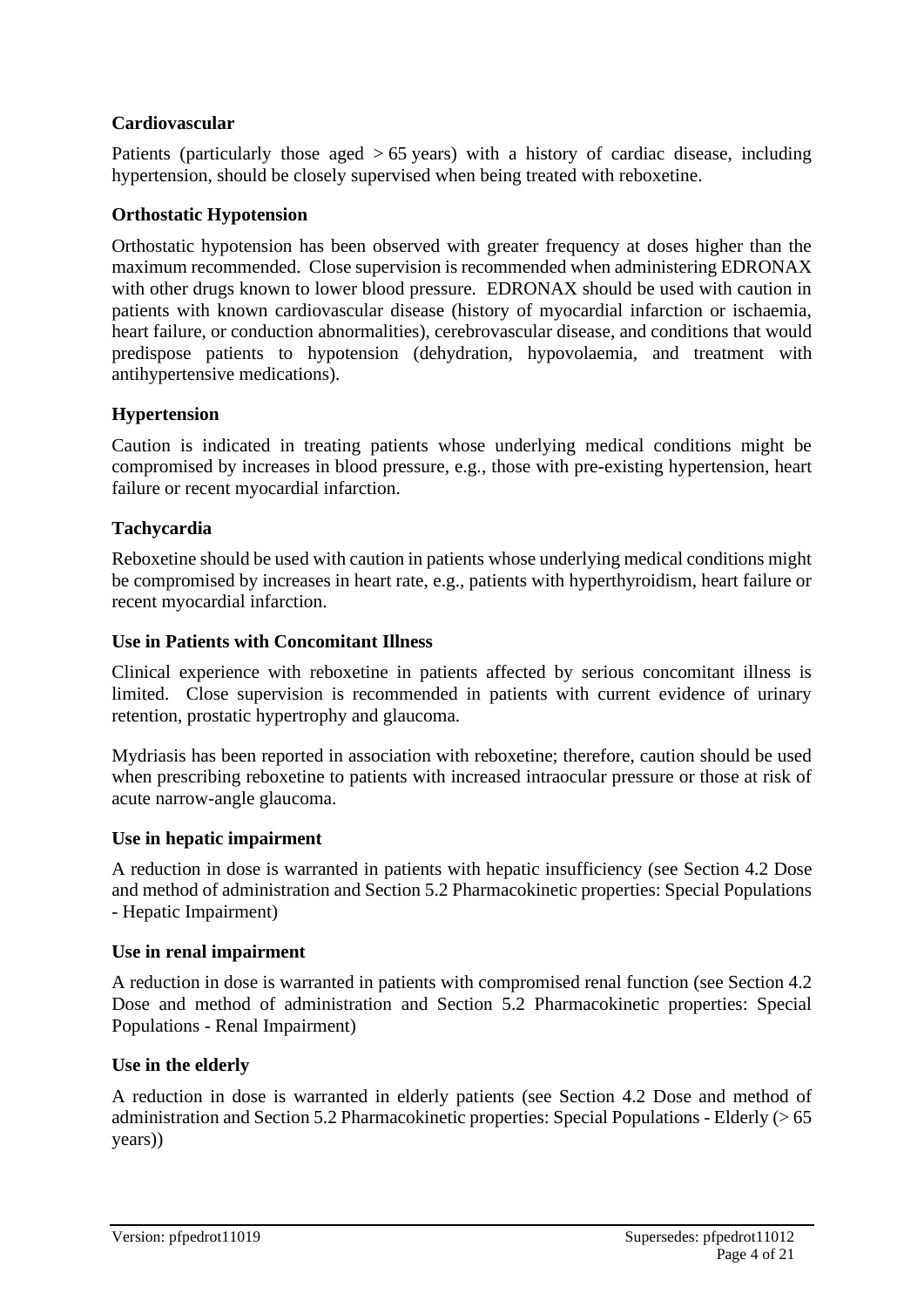**Cardiovascular**

Patients (particularly those aged > 65 years) with a history of cardiac disease, including hypertension, should be closely supervised when being treated with reboxetine.

**Orthostatic Hypotension**

Orthostatic hypotension has been observed with greater frequency at doses higher than the maximum recommended. Close supervision is recommended when administering EDRONAX with other drugs known to lower blood pressure. EDRONAX should be used with caution in patients with known cardiovascular disease (history of myocardial infarction or ischaemia, heart failure, or conduction abnormalities), cerebrovascular disease, and conditions that would predispose patients to hypotension (dehydration, hypovolaemia, and treatment with antihypertensive medications).

**Hypertension**

Caution is indicated in treating patients whose underlying medical conditions might be compromised by increases in blood pressure, e.g., those with pre-existing hypertension, heart failure or recent myocardial infarction.

**Tachycardia**

Reboxetine should be used with caution in patients whose underlying medical conditions might be compromised by increases in heart rate, e.g., patients with hyperthyroidism, heart failure or recent myocardial infarction.

**Use in Patients with Concomitant Illness**

Clinical experience with reboxetine in patients affected by serious concomitant illness is limited. Close supervision is recommended in patients with current evidence of urinary retention, prostatic hypertrophy and glaucoma.

Mydriasis has been reported in association with reboxetine; therefore, caution should be used when prescribing reboxetine to patients with increased intraocular pressure or those at risk of acute narrow-angle glaucoma.

**Use in hepatic impairment**

A reduction in dose is warranted in patients with hepatic insufficiency (see Section 4.2 Dose and method of administration and Section 5.2 Pharmacokinetic properties: Special Populations - Hepatic Impairment)

**Use in renal impairment**

A reduction in dose is warranted in patients with compromised renal function (see Section 4.2 Dose and method of administration and Section 5.2 Pharmacokinetic properties: Special Populations - Renal Impairment)

**Use in the elderly**

A reduction in dose is warranted in elderly patients (see Section 4.2 Dose and method of administration and Section 5.2 Pharmacokinetic properties: Special Populations - Elderly (> 65 years))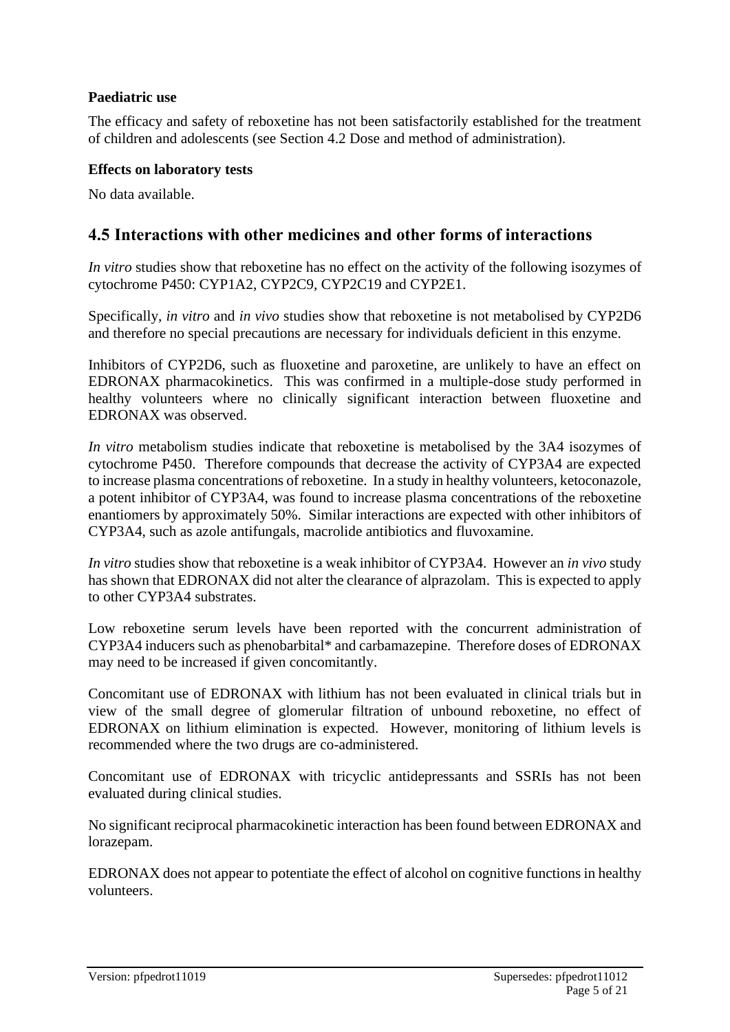**Paediatric use**

The efficacy and safety of reboxetine has not been satisfactorily established for the treatment of children and adolescents (see Section 4.2 Dose and method of administration).

**Effects on laboratory tests**

No data available.

## 4.5 Interactions with other medicines and other forms of interactions

*In vitro* studies show that reboxetine has no effect on the activity of the following isozymes of cytochrome P450: CYP1A2, CYP2C9, CYP2C19 and CYP2E1.

Specifically, *in vitro* and *in vivo* studies show that reboxetine is not metabolised by CYP2D6 and therefore no special precautions are necessary for individuals deficient in this enzyme.

Inhibitors of CYP2D6, such as fluoxetine and paroxetine, are unlikely to have an effect on EDRONAX pharmacokinetics. This was confirmed in a multiple-dose study performed in healthy volunteers where no clinically significant interaction between fluoxetine and EDRONAX was observed.

*In vitro* metabolism studies indicate that reboxetine is metabolised by the 3A4 isozymes of cytochrome P450. Therefore compounds that decrease the activity of CYP3A4 are expected to increase plasma concentrations of reboxetine. In a study in healthy volunteers, ketoconazole, a potent inhibitor of CYP3A4, was found to increase plasma concentrations of the reboxetine enantiomers by approximately 50%. Similar interactions are expected with other inhibitors of CYP3A4, such as azole antifungals, macrolide antibiotics and fluvoxamine.

*In vitro* studies show that reboxetine is a weak inhibitor of CYP3A4. However an *in vivo* study has shown that EDRONAX did not alter the clearance of alprazolam. This is expected to apply to other CYP3A4 substrates.

Low reboxetine serum levels have been reported with the concurrent administration of CYP3A4 inducers such as phenobarbital* and carbamazepine. Therefore doses of EDRONAX may need to be increased if given concomitantly.

Concomitant use of EDRONAX with lithium has not been evaluated in clinical trials but in view of the small degree of glomerular filtration of unbound reboxetine, no effect of EDRONAX on lithium elimination is expected. However, monitoring of lithium levels is recommended where the two drugs are co-administered.

Concomitant use of EDRONAX with tricyclic antidepressants and SSRIs has not been evaluated during clinical studies.

No significant reciprocal pharmacokinetic interaction has been found between EDRONAX and lorazepam.

EDRONAX does not appear to potentiate the effect of alcohol on cognitive functions in healthy volunteers.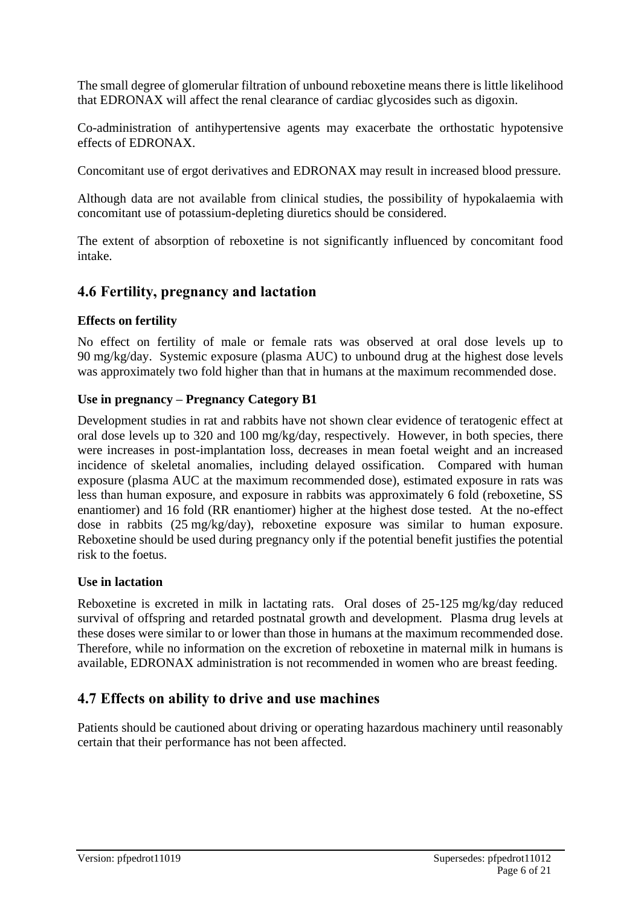The small degree of glomerular filtration of unbound reboxetine means there is little likelihood that EDRONAX will affect the renal clearance of cardiac glycosides such as digoxin.

Co-administration of antihypertensive agents may exacerbate the orthostatic hypotensive effects of EDRONAX.

Concomitant use of ergot derivatives and EDRONAX may result in increased blood pressure.

Although data are not available from clinical studies, the possibility of hypokalaemia with concomitant use of potassium-depleting diuretics should be considered.

The extent of absorption of reboxetine is not significantly influenced by concomitant food intake.

## 4.6 Fertility, pregnancy and lactation

### Effects on fertility

No effect on fertility of male or female rats was observed at oral dose levels up to 90 mg/kg/day. Systemic exposure (plasma AUC) to unbound drug at the highest dose levels was approximately two fold higher than that in humans at the maximum recommended dose.

### Use in pregnancy – Pregnancy Category B1

Development studies in rat and rabbits have not shown clear evidence of teratogenic effect at oral dose levels up to 320 and 100 mg/kg/day, respectively. However, in both species, there were increases in post-implantation loss, decreases in mean foetal weight and an increased incidence of skeletal anomalies, including delayed ossification. Compared with human exposure (plasma AUC at the maximum recommended dose), estimated exposure in rats was less than human exposure, and exposure in rabbits was approximately 6 fold (reboxetine, SS enantiomer) and 16 fold (RR enantiomer) higher at the highest dose tested. At the no-effect dose in rabbits (25 mg/kg/day), reboxetine exposure was similar to human exposure. Reboxetine should be used during pregnancy only if the potential benefit justifies the potential risk to the foetus.

### Use in lactation

Reboxetine is excreted in milk in lactating rats. Oral doses of 25-125 mg/kg/day reduced survival of offspring and retarded postnatal growth and development. Plasma drug levels at these doses were similar to or lower than those in humans at the maximum recommended dose. Therefore, while no information on the excretion of reboxetine in maternal milk in humans is available, EDRONAX administration is not recommended in women who are breast feeding.

## 4.7 Effects on ability to drive and use machines

Patients should be cautioned about driving or operating hazardous machinery until reasonably certain that their performance has not been affected.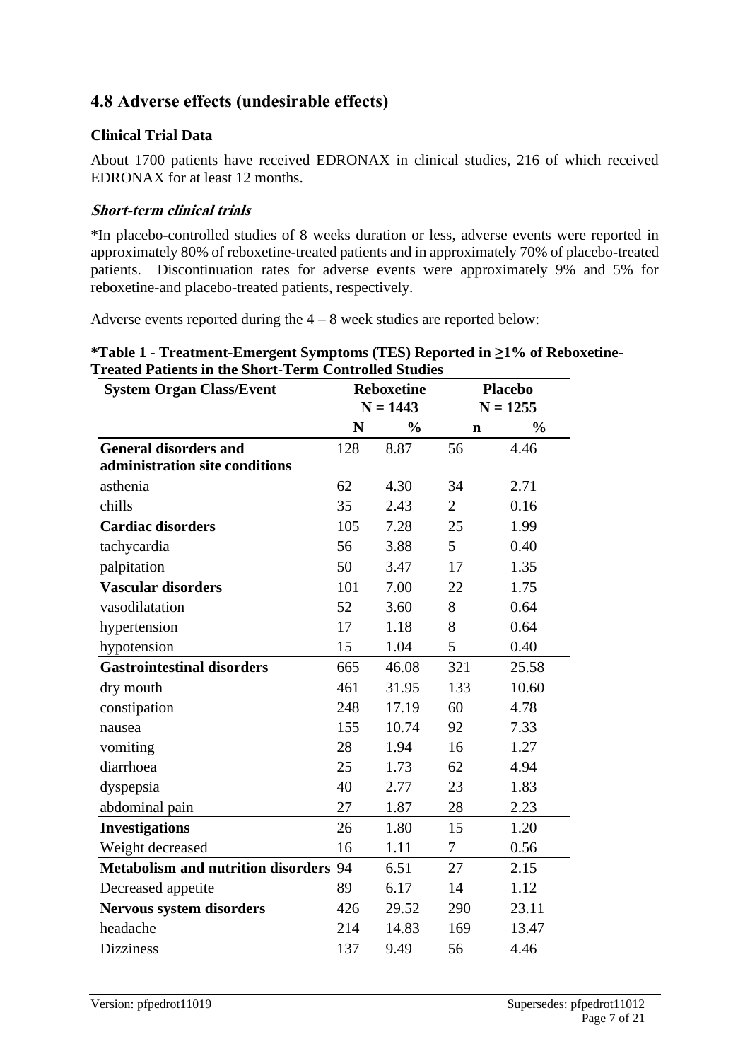## 4.8 Adverse effects (undesirable effects)

### Clinical Trial Data

About 1700 patients have received EDRONAX in clinical studies, 216 of which received EDRONAX for at least 12 months.

#### ***Short-term clinical trials***

*In placebo-controlled studies of 8 weeks duration or less, adverse events were reported in approximately 80% of reboxetine-treated patients and in approximately 70% of placebo-treated patients. Discontinuation rates for adverse events were approximately 9% and 5% for reboxetine-and placebo-treated patients, respectively.

Adverse events reported during the 4 – 8 week studies are reported below:

**\*Table 1 - Treatment-Emergent Symptoms (TES) Reported in ≥1% of Reboxetine-Treated Patients in the Short-Term Controlled Studies**

| System Organ Class/Event | Reboxetine N = 1443 | | Placebo N = 1255 | |
|---|---|---|---|---|
| | N | % | n | % |
| **General disorders and administration site conditions** | 128 | 8.87 | 56 | 4.46 |
| asthenia | 62 | 4.30 | 34 | 2.71 |
| chills | 35 | 2.43 | 2 | 0.16 |
| **Cardiac disorders** | 105 | 7.28 | 25 | 1.99 |
| tachycardia | 56 | 3.88 | 5 | 0.40 |
| palpitation | 50 | 3.47 | 17 | 1.35 |
| **Vascular disorders** | 101 | 7.00 | 22 | 1.75 |
| vasodilatation | 52 | 3.60 | 8 | 0.64 |
| hypertension | 17 | 1.18 | 8 | 0.64 |
| hypotension | 15 | 1.04 | 5 | 0.40 |
| **Gastrointestinal disorders** | 665 | 46.08 | 321 | 25.58 |
| dry mouth | 461 | 31.95 | 133 | 10.60 |
| constipation | 248 | 17.19 | 60 | 4.78 |
| nausea | 155 | 10.74 | 92 | 7.33 |
| vomiting | 28 | 1.94 | 16 | 1.27 |
| diarrhoea | 25 | 1.73 | 62 | 4.94 |
| dyspepsia | 40 | 2.77 | 23 | 1.83 |
| abdominal pain | 27 | 1.87 | 28 | 2.23 |
| **Investigations** | 26 | 1.80 | 15 | 1.20 |
| Weight decreased | 16 | 1.11 | 7 | 0.56 |
| **Metabolism and nutrition disorders** | 94 | 6.51 | 27 | 2.15 |
| Decreased appetite | 89 | 6.17 | 14 | 1.12 |
| **Nervous system disorders** | 426 | 29.52 | 290 | 23.11 |
| headache | 214 | 14.83 | 169 | 13.47 |
| Dizziness | 137 | 9.49 | 56 | 4.46 |

Version: pfpedrot11019 Supersedes: pfpedrot11012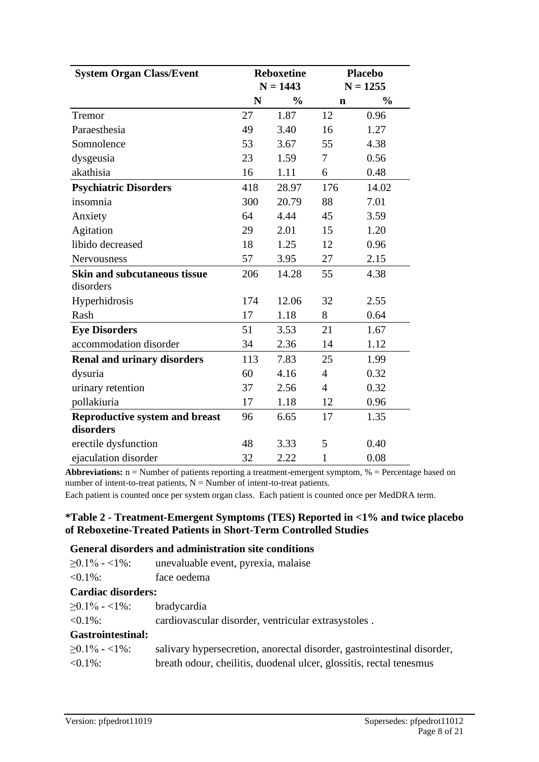| System Organ Class/Event | Reboxetine N = 1443 | | Placebo N = 1255 | |
|---|---|---|---|---|
| | N | % | n | % |
| Tremor | 27 | 1.87 | 12 | 0.96 |
| Paraesthesia | 49 | 3.40 | 16 | 1.27 |
| Somnolence | 53 | 3.67 | 55 | 4.38 |
| dysgeusia | 23 | 1.59 | 7 | 0.56 |
| akathisia | 16 | 1.11 | 6 | 0.48 |
| **Psychiatric Disorders** | 418 | 28.97 | 176 | 14.02 |
| insomnia | 300 | 20.79 | 88 | 7.01 |
| Anxiety | 64 | 4.44 | 45 | 3.59 |
| Agitation | 29 | 2.01 | 15 | 1.20 |
| libido decreased | 18 | 1.25 | 12 | 0.96 |
| Nervousness | 57 | 3.95 | 27 | 2.15 |
| **Skin and subcutaneous tissue** disorders | 206 | 14.28 | 55 | 4.38 |
| Hyperhidrosis | 174 | 12.06 | 32 | 2.55 |
| Rash | 17 | 1.18 | 8 | 0.64 |
| **Eye Disorders** | 51 | 3.53 | 21 | 1.67 |
| accommodation disorder | 34 | 2.36 | 14 | 1.12 |
| **Renal and urinary disorders** | 113 | 7.83 | 25 | 1.99 |
| dysuria | 60 | 4.16 | 4 | 0.32 |
| urinary retention | 37 | 2.56 | 4 | 0.32 |
| pollakiuria | 17 | 1.18 | 12 | 0.96 |
| **Reproductive system and breast disorders** | 96 | 6.65 | 17 | 1.35 |
| erectile dysfunction | 48 | 3.33 | 5 | 0.40 |
| ejaculation disorder | 32 | 2.22 | 1 | 0.08 |

**Abbreviations:** n = Number of patients reporting a treatment-emergent symptom, % = Percentage based on number of intent-to-treat patients, N = Number of intent-to-treat patients.

Each patient is counted once per system organ class. Each patient is counted once per MedDRA term.

**\*Table 2 - Treatment-Emergent Symptoms (TES) Reported in <1% and twice placebo of Reboxetine-Treated Patients in Short-Term Controlled Studies**

**General disorders and administration site conditions**

≥0.1% - <1%: unevaluable event, pyrexia, malaise

<0.1%: face oedema

**Cardiac disorders:**

≥0.1% - <1%: bradycardia

<0.1%: cardiovascular disorder, ventricular extrasystoles .

**Gastrointestinal:**

≥0.1% - <1%: salivary hypersecretion, anorectal disorder, gastrointestinal disorder,

<0.1%: breath odour, cheilitis, duodenal ulcer, glossitis, rectal tenesmus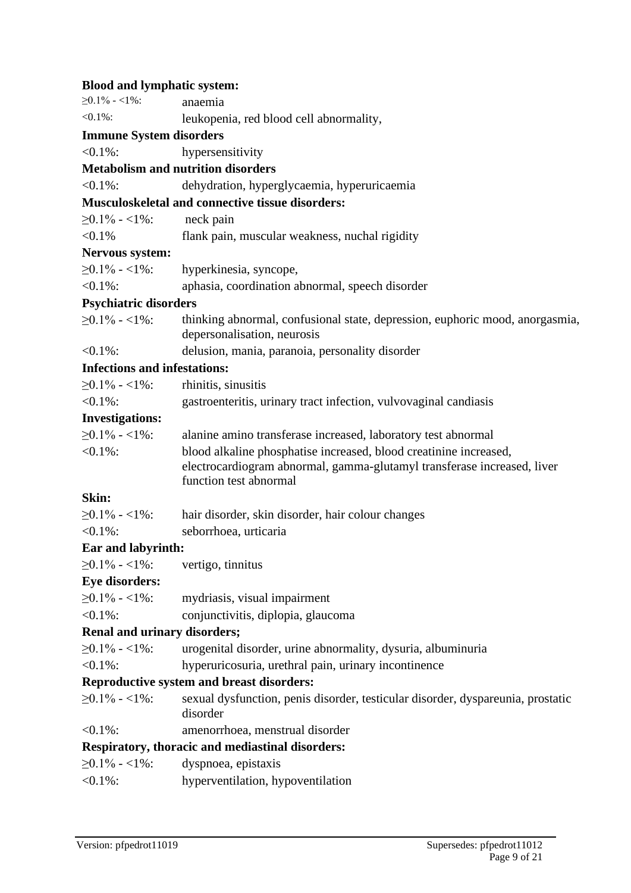**Blood and lymphatic system:**

≥0.1% - <1%: anaemia

<0.1%: leukopenia, red blood cell abnormality,

**Immune System disorders**

<0.1%: hypersensitivity

**Metabolism and nutrition disorders**

<0.1%: dehydration, hyperglycaemia, hyperuricaemia

**Musculoskeletal and connective tissue disorders:**

≥0.1% - <1%: neck pain

<0.1% flank pain, muscular weakness, nuchal rigidity

**Nervous system:**

≥0.1% - <1%: hyperkinesia, syncope,

<0.1%: aphasia, coordination abnormal, speech disorder

**Psychiatric disorders**

≥0.1% - <1%: thinking abnormal, confusional state, depression, euphoric mood, anorgasmia, depersonalisation, neurosis

<0.1%: delusion, mania, paranoia, personality disorder

**Infections and infestations:**

≥0.1% - <1%: rhinitis, sinusitis

<0.1%: gastroenteritis, urinary tract infection, vulvovaginal candiasis

**Investigations:**

≥0.1% - <1%: alanine amino transferase increased, laboratory test abnormal

<0.1%: blood alkaline phosphatise increased, blood creatinine increased, electrocardiogram abnormal, gamma-glutamyl transferase increased, liver function test abnormal

**Skin:**

≥0.1% - <1%: hair disorder, skin disorder, hair colour changes

<0.1%: seborrhoea, urticaria

**Ear and labyrinth:**

≥0.1% - <1%: vertigo, tinnitus

**Eye disorders:**

≥0.1% - <1%: mydriasis, visual impairment

<0.1%: conjunctivitis, diplopia, glaucoma

**Renal and urinary disorders;**

≥0.1% - <1%: urogenital disorder, urine abnormality, dysuria, albuminuria

<0.1%: hyperuricosuria, urethral pain, urinary incontinence

**Reproductive system and breast disorders:**

≥0.1% - <1%: sexual dysfunction, penis disorder, testicular disorder, dyspareunia, prostatic disorder

<0.1%: amenorrhoea, menstrual disorder

**Respiratory, thoracic and mediastinal disorders:**

≥0.1% - <1%: dyspnoea, epistaxis

<0.1%: hyperventilation, hypoventilation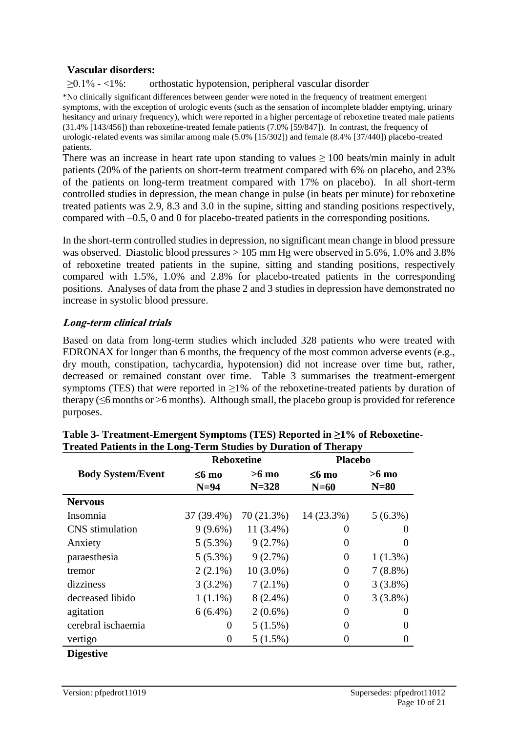**Vascular disorders:**

≥0.1% - <1%: orthostatic hypotension, peripheral vascular disorder

*No clinically significant differences between gender were noted in the frequency of treatment emergent symptoms, with the exception of urologic events (such as the sensation of incomplete bladder emptying, urinary hesitancy and urinary frequency), which were reported in a higher percentage of reboxetine treated male patients (31.4% [143/456]) than reboxetine-treated female patients (7.0% [59/847]). In contrast, the frequency of urologic-related events was similar among male (5.0% [15/302]) and female (8.4% [37/440]) placebo-treated patients.

There was an increase in heart rate upon standing to values ≥ 100 beats/min mainly in adult patients (20% of the patients on short-term treatment compared with 6% on placebo, and 23% of the patients on long-term treatment compared with 17% on placebo). In all short-term controlled studies in depression, the mean change in pulse (in beats per minute) for reboxetine treated patients was 2.9, 8.3 and 3.0 in the supine, sitting and standing positions respectively, compared with –0.5, 0 and 0 for placebo-treated patients in the corresponding positions.

In the short-term controlled studies in depression, no significant mean change in blood pressure was observed. Diastolic blood pressures > 105 mm Hg were observed in 5.6%, 1.0% and 3.8% of reboxetine treated patients in the supine, sitting and standing positions, respectively compared with 1.5%, 1.0% and 2.8% for placebo-treated patients in the corresponding positions. Analyses of data from the phase 2 and 3 studies in depression have demonstrated no increase in systolic blood pressure.

### *Long-term clinical trials*

Based on data from long-term studies which included 328 patients who were treated with EDRONAX for longer than 6 months, the frequency of the most common adverse events (e.g., dry mouth, constipation, tachycardia, hypotension) did not increase over time but, rather, decreased or remained constant over time. Table 3 summarises the treatment-emergent symptoms (TES) that were reported in ≥1% of the reboxetine-treated patients by duration of therapy (≤6 months or >6 months). Although small, the placebo group is provided for reference purposes.

**Table 3- Treatment-Emergent Symptoms (TES) Reported in ≥1% of Reboxetine-Treated Patients in the Long-Term Studies by Duration of Therapy**

| | **Reboxetine** | | **Placebo** | |
|---|---|---|---|---|
| **Body System/Event** | **≤6 mo N=94** | **>6 mo N=328** | **≤6 mo N=60** | **>6 mo N=80** |
| **Nervous** | | | | |
| Insomnia | 37 (39.4%) | 70 (21.3%) | 14 (23.3%) | 5 (6.3%) |
| CNS stimulation | 9 (9.6%) | 11 (3.4%) | 0 | 0 |
| Anxiety | 5 (5.3%) | 9 (2.7%) | 0 | 0 |
| paraesthesia | 5 (5.3%) | 9 (2.7%) | 0 | 1 (1.3%) |
| tremor | 2 (2.1%) | 10 (3.0%) | 0 | 7 (8.8%) |
| dizziness | 3 (3.2%) | 7 (2.1%) | 0 | 3 (3.8%) |
| decreased libido | 1 (1.1%) | 8 (2.4%) | 0 | 3 (3.8%) |
| agitation | 6 (6.4%) | 2 (0.6%) | 0 | 0 |
| cerebral ischaemia | 0 | 5 (1.5%) | 0 | 0 |
| vertigo | 0 | 5 (1.5%) | 0 | 0 |
| **Digestive** | | | | |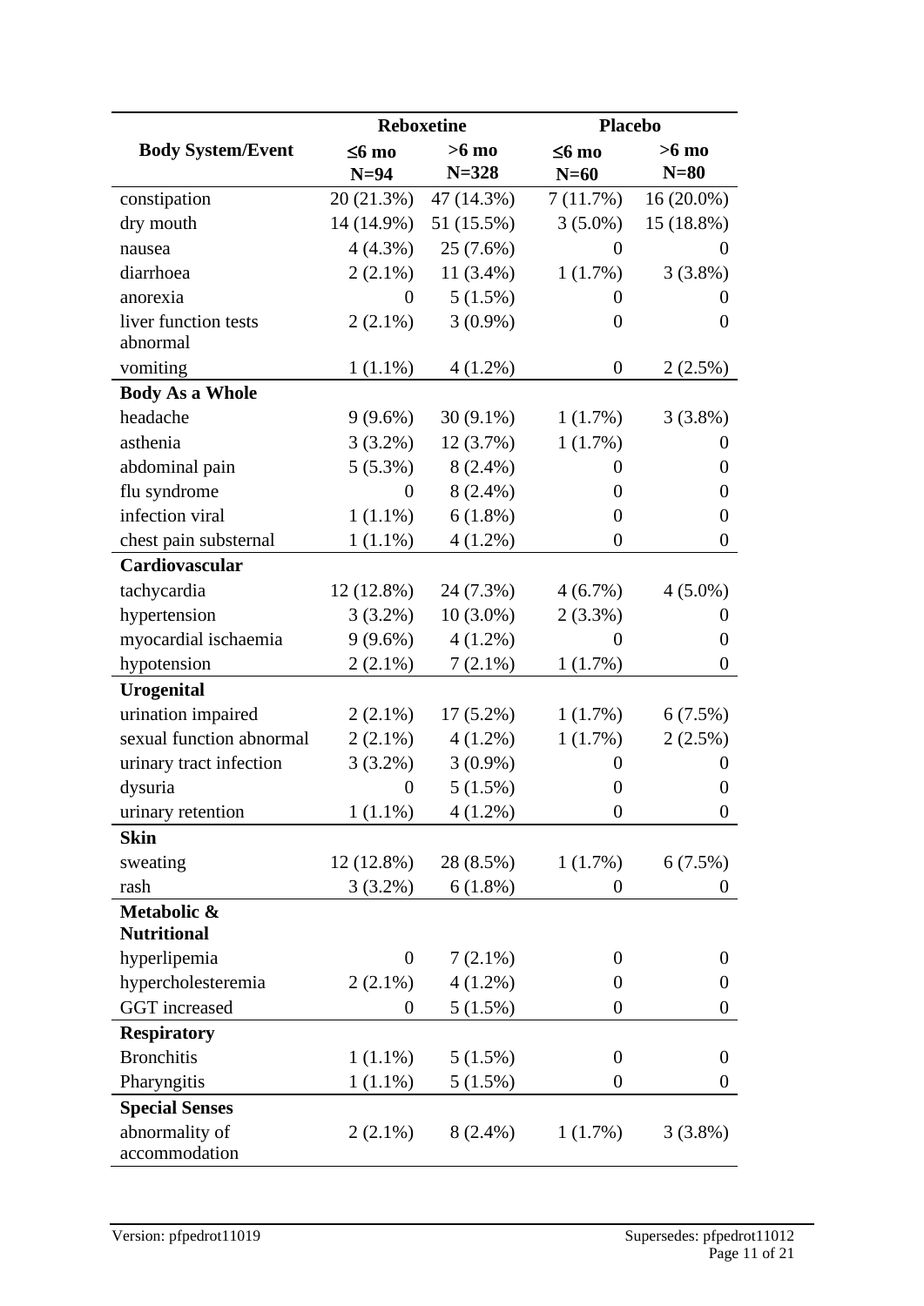| Body System/Event | Reboxetine | | Placebo | |
|---|---|---|---|---|
| | ≤6 mo N=94 | >6 mo N=328 | ≤6 mo N=60 | >6 mo N=80 |
| constipation | 20 (21.3%) | 47 (14.3%) | 7 (11.7%) | 16 (20.0%) |
| dry mouth | 14 (14.9%) | 51 (15.5%) | 3 (5.0%) | 15 (18.8%) |
| nausea | 4 (4.3%) | 25 (7.6%) | 0 | 0 |
| diarrhoea | 2 (2.1%) | 11 (3.4%) | 1 (1.7%) | 3 (3.8%) |
| anorexia | 0 | 5 (1.5%) | 0 | 0 |
| liver function tests abnormal | 2 (2.1%) | 3 (0.9%) | 0 | 0 |
| vomiting | 1 (1.1%) | 4 (1.2%) | 0 | 2 (2.5%) |
| **Body As a Whole** | | | | |
| headache | 9 (9.6%) | 30 (9.1%) | 1 (1.7%) | 3 (3.8%) |
| asthenia | 3 (3.2%) | 12 (3.7%) | 1 (1.7%) | 0 |
| abdominal pain | 5 (5.3%) | 8 (2.4%) | 0 | 0 |
| flu syndrome | 0 | 8 (2.4%) | 0 | 0 |
| infection viral | 1 (1.1%) | 6 (1.8%) | 0 | 0 |
| chest pain substernal | 1 (1.1%) | 4 (1.2%) | 0 | 0 |
| **Cardiovascular** | | | | |
| tachycardia | 12 (12.8%) | 24 (7.3%) | 4 (6.7%) | 4 (5.0%) |
| hypertension | 3 (3.2%) | 10 (3.0%) | 2 (3.3%) | 0 |
| myocardial ischaemia | 9 (9.6%) | 4 (1.2%) | 0 | 0 |
| hypotension | 2 (2.1%) | 7 (2.1%) | 1 (1.7%) | 0 |
| **Urogenital** | | | | |
| urination impaired | 2 (2.1%) | 17 (5.2%) | 1 (1.7%) | 6 (7.5%) |
| sexual function abnormal | 2 (2.1%) | 4 (1.2%) | 1 (1.7%) | 2 (2.5%) |
| urinary tract infection | 3 (3.2%) | 3 (0.9%) | 0 | 0 |
| dysuria | 0 | 5 (1.5%) | 0 | 0 |
| urinary retention | 1 (1.1%) | 4 (1.2%) | 0 | 0 |
| **Skin** | | | | |
| sweating | 12 (12.8%) | 28 (8.5%) | 1 (1.7%) | 6 (7.5%) |
| rash | 3 (3.2%) | 6 (1.8%) | 0 | 0 |
| **Metabolic & Nutritional** | | | | |
| hyperlipemia | 0 | 7 (2.1%) | 0 | 0 |
| hypercholesteremia | 2 (2.1%) | 4 (1.2%) | 0 | 0 |
| GGT increased | 0 | 5 (1.5%) | 0 | 0 |
| **Respiratory** | | | | |
| Bronchitis | 1 (1.1%) | 5 (1.5%) | 0 | 0 |
| Pharyngitis | 1 (1.1%) | 5 (1.5%) | 0 | 0 |
| **Special Senses** | | | | |
| abnormality of accommodation | 2 (2.1%) | 8 (2.4%) | 1 (1.7%) | 3 (3.8%) |

Version: pfpedrot11019 Supersedes: pfpedrot11012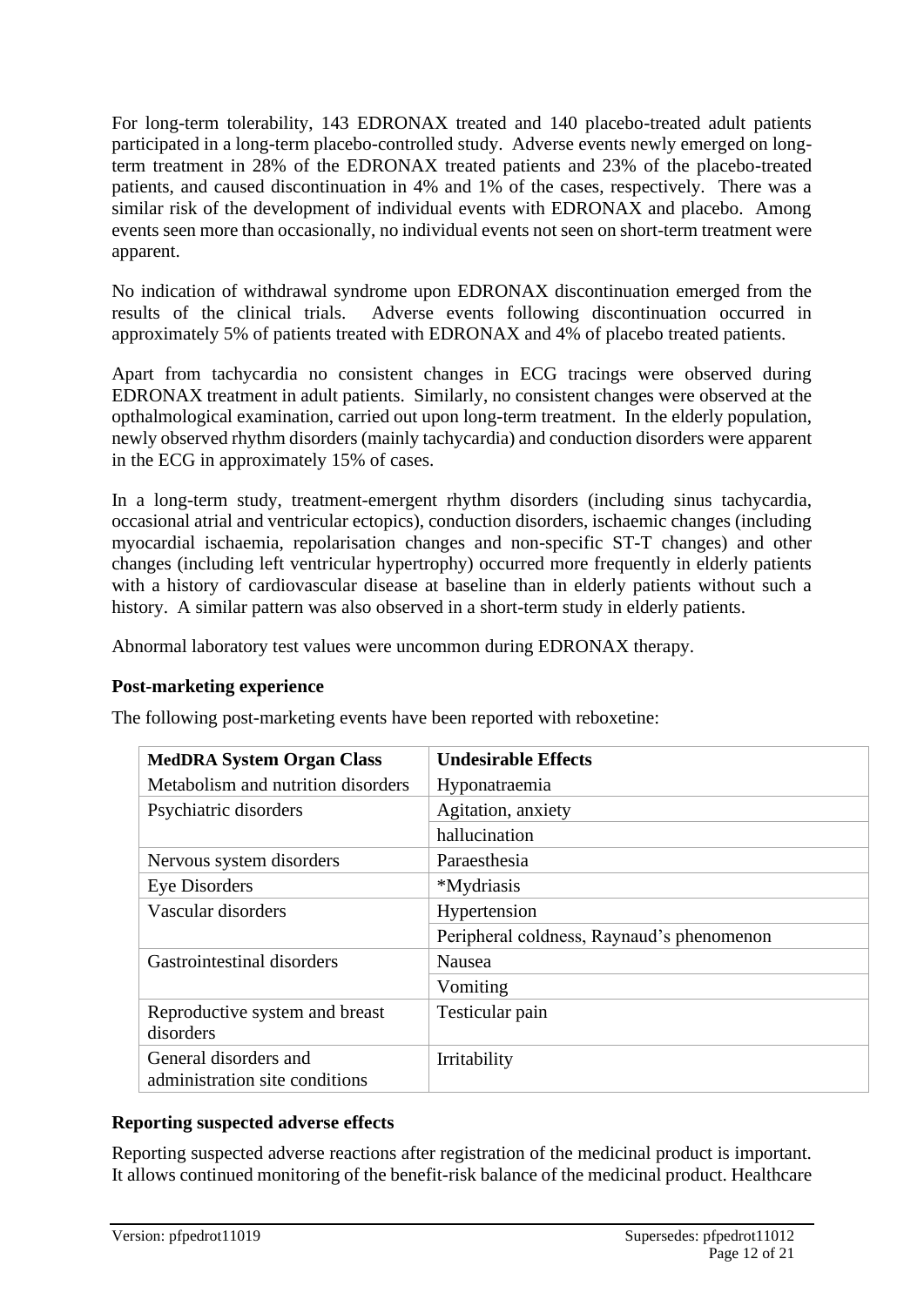For long-term tolerability, 143 EDRONAX treated and 140 placebo-treated adult patients participated in a long-term placebo-controlled study. Adverse events newly emerged on long-term treatment in 28% of the EDRONAX treated patients and 23% of the placebo-treated patients, and caused discontinuation in 4% and 1% of the cases, respectively. There was a similar risk of the development of individual events with EDRONAX and placebo. Among events seen more than occasionally, no individual events not seen on short-term treatment were apparent.

No indication of withdrawal syndrome upon EDRONAX discontinuation emerged from the results of the clinical trials. Adverse events following discontinuation occurred in approximately 5% of patients treated with EDRONAX and 4% of placebo treated patients.

Apart from tachycardia no consistent changes in ECG tracings were observed during EDRONAX treatment in adult patients. Similarly, no consistent changes were observed at the opthalmological examination, carried out upon long-term treatment. In the elderly population, newly observed rhythm disorders (mainly tachycardia) and conduction disorders were apparent in the ECG in approximately 15% of cases.

In a long-term study, treatment-emergent rhythm disorders (including sinus tachycardia, occasional atrial and ventricular ectopics), conduction disorders, ischaemic changes (including myocardial ischaemia, repolarisation changes and non-specific ST-T changes) and other changes (including left ventricular hypertrophy) occurred more frequently in elderly patients with a history of cardiovascular disease at baseline than in elderly patients without such a history. A similar pattern was also observed in a short-term study in elderly patients.

Abnormal laboratory test values were uncommon during EDRONAX therapy.

**Post-marketing experience**

The following post-marketing events have been reported with reboxetine:

| MedDRA System Organ Class | Undesirable Effects |
|---|---|
| Metabolism and nutrition disorders | Hyponatraemia |
| Psychiatric disorders | Agitation, anxiety |
| | hallucination |
| Nervous system disorders | Paraesthesia |
| Eye Disorders | *Mydriasis |
| Vascular disorders | Hypertension |
| | Peripheral coldness, Raynaud's phenomenon |
| Gastrointestinal disorders | Nausea |
| | Vomiting |
| Reproductive system and breast disorders | Testicular pain |
| General disorders and administration site conditions | Irritability |

**Reporting suspected adverse effects**

Reporting suspected adverse reactions after registration of the medicinal product is important. It allows continued monitoring of the benefit-risk balance of the medicinal product. Healthcare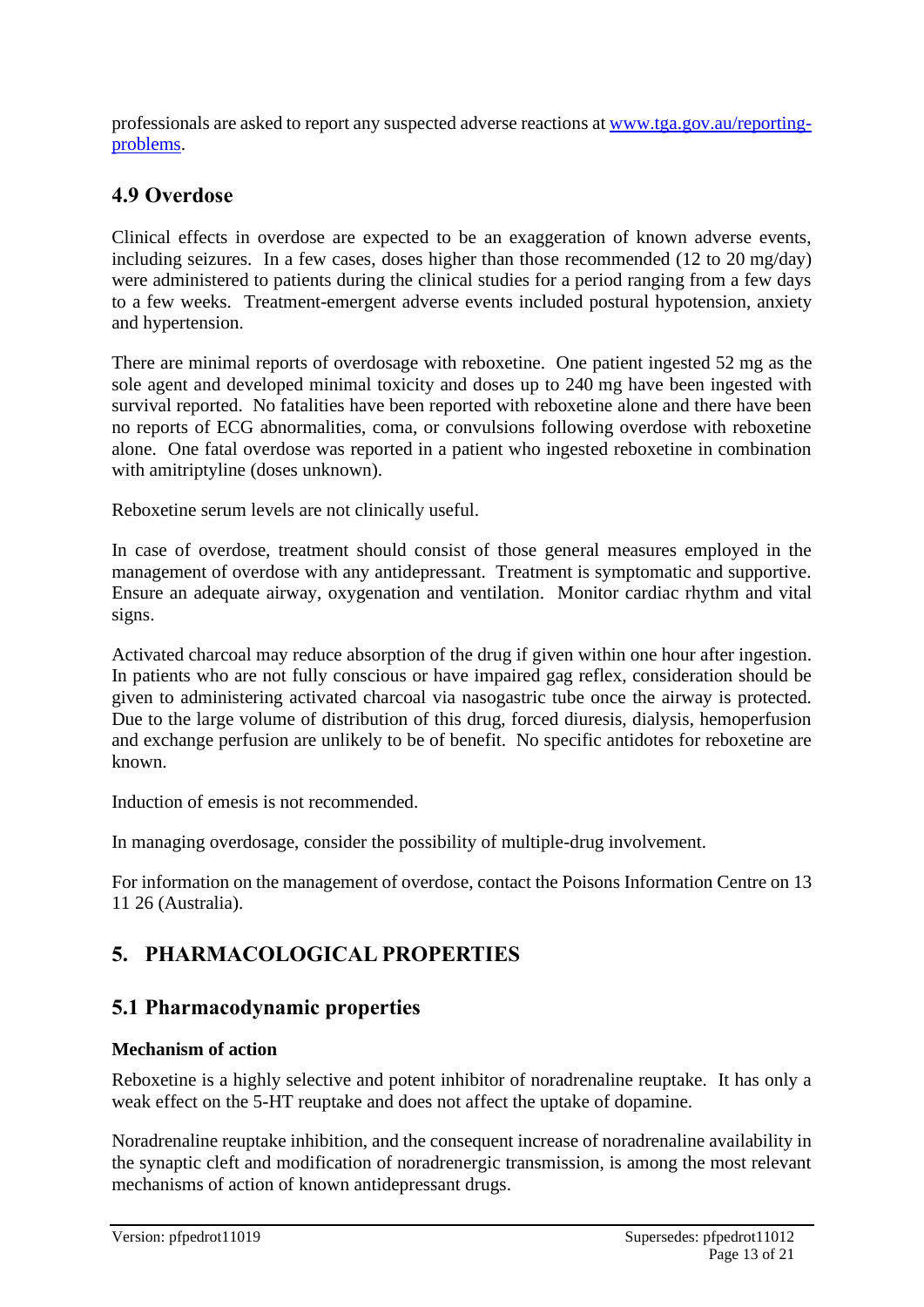professionals are asked to report any suspected adverse reactions at [www.tga.gov.au/reporting-problems](www.tga.gov.au/reporting-problems).

## 4.9 Overdose

Clinical effects in overdose are expected to be an exaggeration of known adverse events, including seizures. In a few cases, doses higher than those recommended (12 to 20 mg/day) were administered to patients during the clinical studies for a period ranging from a few days to a few weeks. Treatment-emergent adverse events included postural hypotension, anxiety and hypertension.

There are minimal reports of overdosage with reboxetine. One patient ingested 52 mg as the sole agent and developed minimal toxicity and doses up to 240 mg have been ingested with survival reported. No fatalities have been reported with reboxetine alone and there have been no reports of ECG abnormalities, coma, or convulsions following overdose with reboxetine alone. One fatal overdose was reported in a patient who ingested reboxetine in combination with amitriptyline (doses unknown).

Reboxetine serum levels are not clinically useful.

In case of overdose, treatment should consist of those general measures employed in the management of overdose with any antidepressant. Treatment is symptomatic and supportive. Ensure an adequate airway, oxygenation and ventilation. Monitor cardiac rhythm and vital signs.

Activated charcoal may reduce absorption of the drug if given within one hour after ingestion. In patients who are not fully conscious or have impaired gag reflex, consideration should be given to administering activated charcoal via nasogastric tube once the airway is protected. Due to the large volume of distribution of this drug, forced diuresis, dialysis, hemoperfusion and exchange perfusion are unlikely to be of benefit. No specific antidotes for reboxetine are known.

Induction of emesis is not recommended.

In managing overdosage, consider the possibility of multiple-drug involvement.

For information on the management of overdose, contact the Poisons Information Centre on 13 11 26 (Australia).

# 5. PHARMACOLOGICAL PROPERTIES

## 5.1 Pharmacodynamic properties

**Mechanism of action**

Reboxetine is a highly selective and potent inhibitor of noradrenaline reuptake. It has only a weak effect on the 5-HT reuptake and does not affect the uptake of dopamine.

Noradrenaline reuptake inhibition, and the consequent increase of noradrenaline availability in the synaptic cleft and modification of noradrenergic transmission, is among the most relevant mechanisms of action of known antidepressant drugs.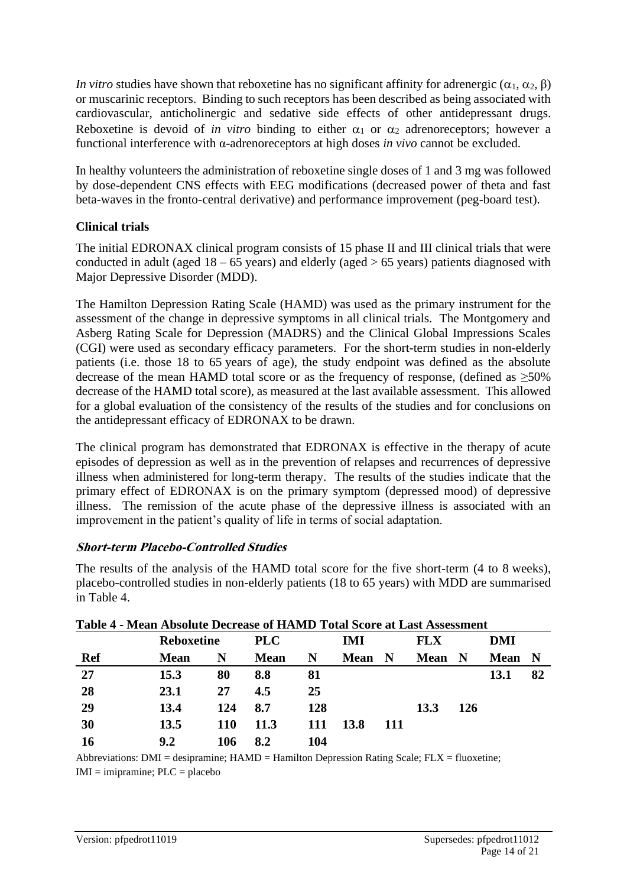*In vitro* studies have shown that reboxetine has no significant affinity for adrenergic ($\alpha_1$, $\alpha_2$, $\beta$) or muscarinic receptors. Binding to such receptors has been described as being associated with cardiovascular, anticholinergic and sedative side effects of other antidepressant drugs. Reboxetine is devoid of *in vitro* binding to either $\alpha_1$ or $\alpha_2$ adrenoreceptors; however a functional interference with α-adrenoreceptors at high doses *in vivo* cannot be excluded.

In healthy volunteers the administration of reboxetine single doses of 1 and 3 mg was followed by dose-dependent CNS effects with EEG modifications (decreased power of theta and fast beta-waves in the fronto-central derivative) and performance improvement (peg-board test).

### Clinical trials

The initial EDRONAX clinical program consists of 15 phase II and III clinical trials that were conducted in adult (aged 18 – 65 years) and elderly (aged > 65 years) patients diagnosed with Major Depressive Disorder (MDD).

The Hamilton Depression Rating Scale (HAMD) was used as the primary instrument for the assessment of the change in depressive symptoms in all clinical trials. The Montgomery and Asberg Rating Scale for Depression (MADRS) and the Clinical Global Impressions Scales (CGI) were used as secondary efficacy parameters. For the short-term studies in non-elderly patients (i.e. those 18 to 65 years of age), the study endpoint was defined as the absolute decrease of the mean HAMD total score or as the frequency of response, (defined as ≥50% decrease of the HAMD total score), as measured at the last available assessment. This allowed for a global evaluation of the consistency of the results of the studies and for conclusions on the antidepressant efficacy of EDRONAX to be drawn.

The clinical program has demonstrated that EDRONAX is effective in the therapy of acute episodes of depression as well as in the prevention of relapses and recurrences of depressive illness when administered for long-term therapy. The results of the studies indicate that the primary effect of EDRONAX is on the primary symptom (depressed mood) of depressive illness. The remission of the acute phase of the depressive illness is associated with an improvement in the patient's quality of life in terms of social adaptation.

#### *Short-term Placebo-Controlled Studies*

The results of the analysis of the HAMD total score for the five short-term (4 to 8 weeks), placebo-controlled studies in non-elderly patients (18 to 65 years) with MDD are summarised in Table 4.

**Table 4 - Mean Absolute Decrease of HAMD Total Score at Last Assessment**

| | Reboxetine | | PLC | | IMI | | FLX | | DMI | |
|---|---|---|---|---|---|---|---|---|---|---|
| **Ref** | **Mean** | **N** | **Mean** | **N** | **Mean** | **N** | **Mean** | **N** | **Mean** | **N** |
| **27** | **15.3** | **80** | **8.8** | **81** | | | | | **13.1** | **82** |
| **28** | **23.1** | **27** | **4.5** | **25** | | | | | | |
| **29** | **13.4** | **124** | **8.7** | **128** | | | **13.3** | **126** | | |
| **30** | **13.5** | **110** | **11.3** | **111** | **13.8** | **111** | | | | |
| **16** | **9.2** | **106** | **8.2** | **104** | | | | | | |

Abbreviations: DMI = desipramine; HAMD = Hamilton Depression Rating Scale; FLX = fluoxetine; IMI = imipramine; PLC = placebo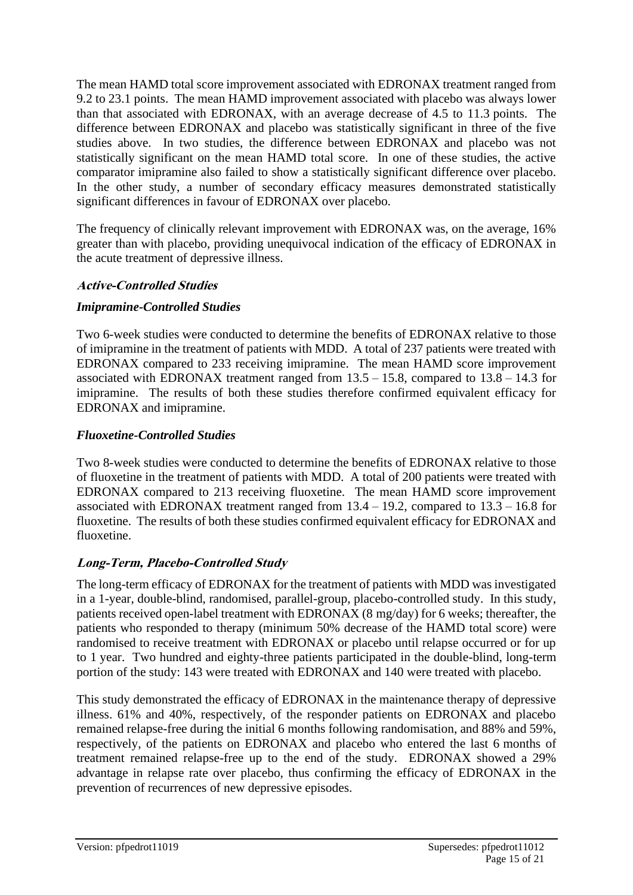The mean HAMD total score improvement associated with EDRONAX treatment ranged from 9.2 to 23.1 points. The mean HAMD improvement associated with placebo was always lower than that associated with EDRONAX, with an average decrease of 4.5 to 11.3 points. The difference between EDRONAX and placebo was statistically significant in three of the five studies above. In two studies, the difference between EDRONAX and placebo was not statistically significant on the mean HAMD total score. In one of these studies, the active comparator imipramine also failed to show a statistically significant difference over placebo. In the other study, a number of secondary efficacy measures demonstrated statistically significant differences in favour of EDRONAX over placebo.

The frequency of clinically relevant improvement with EDRONAX was, on the average, 16% greater than with placebo, providing unequivocal indication of the efficacy of EDRONAX in the acute treatment of depressive illness.

### *Active-Controlled Studies*

#### *Imipramine-Controlled Studies*

Two 6-week studies were conducted to determine the benefits of EDRONAX relative to those of imipramine in the treatment of patients with MDD. A total of 237 patients were treated with EDRONAX compared to 233 receiving imipramine. The mean HAMD score improvement associated with EDRONAX treatment ranged from 13.5 – 15.8, compared to 13.8 – 14.3 for imipramine. The results of both these studies therefore confirmed equivalent efficacy for EDRONAX and imipramine.

#### *Fluoxetine-Controlled Studies*

Two 8-week studies were conducted to determine the benefits of EDRONAX relative to those of fluoxetine in the treatment of patients with MDD. A total of 200 patients were treated with EDRONAX compared to 213 receiving fluoxetine. The mean HAMD score improvement associated with EDRONAX treatment ranged from 13.4 – 19.2, compared to 13.3 – 16.8 for fluoxetine. The results of both these studies confirmed equivalent efficacy for EDRONAX and fluoxetine.

### *Long-Term, Placebo-Controlled Study*

The long-term efficacy of EDRONAX for the treatment of patients with MDD was investigated in a 1-year, double-blind, randomised, parallel-group, placebo-controlled study. In this study, patients received open-label treatment with EDRONAX (8 mg/day) for 6 weeks; thereafter, the patients who responded to therapy (minimum 50% decrease of the HAMD total score) were randomised to receive treatment with EDRONAX or placebo until relapse occurred or for up to 1 year. Two hundred and eighty-three patients participated in the double-blind, long-term portion of the study: 143 were treated with EDRONAX and 140 were treated with placebo.

This study demonstrated the efficacy of EDRONAX in the maintenance therapy of depressive illness. 61% and 40%, respectively, of the responder patients on EDRONAX and placebo remained relapse-free during the initial 6 months following randomisation, and 88% and 59%, respectively, of the patients on EDRONAX and placebo who entered the last 6 months of treatment remained relapse-free up to the end of the study. EDRONAX showed a 29% advantage in relapse rate over placebo, thus confirming the efficacy of EDRONAX in the prevention of recurrences of new depressive episodes.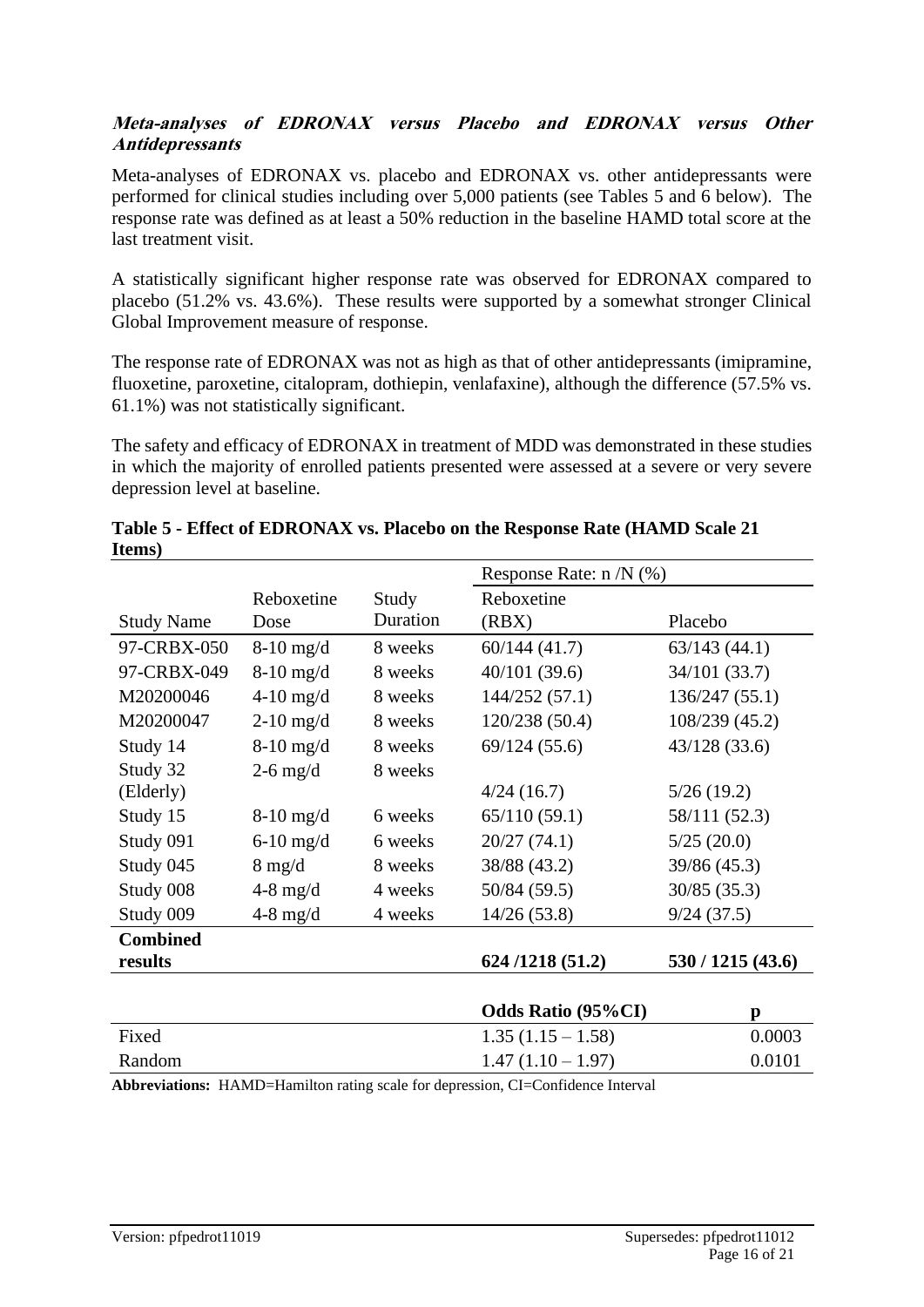### *Meta-analyses of EDRONAX versus Placebo and EDRONAX versus Other Antidepressants*

Meta-analyses of EDRONAX vs. placebo and EDRONAX vs. other antidepressants were performed for clinical studies including over 5,000 patients (see Tables 5 and 6 below). The response rate was defined as at least a 50% reduction in the baseline HAMD total score at the last treatment visit.

A statistically significant higher response rate was observed for EDRONAX compared to placebo (51.2% vs. 43.6%). These results were supported by a somewhat stronger Clinical Global Improvement measure of response.

The response rate of EDRONAX was not as high as that of other antidepressants (imipramine, fluoxetine, paroxetine, citalopram, dothiepin, venlafaxine), although the difference (57.5% vs. 61.1%) was not statistically significant.

The safety and efficacy of EDRONAX in treatment of MDD was demonstrated in these studies in which the majority of enrolled patients presented were assessed at a severe or very severe depression level at baseline.

**Table 5 - Effect of EDRONAX vs. Placebo on the Response Rate (HAMD Scale 21 Items)**

| Study Name | Reboxetine Dose | Study Duration | Response Rate: n /N (%) Reboxetine (RBX) | Placebo |
|---|---|---|---|---|
| 97-CRBX-050 | 8-10 mg/d | 8 weeks | 60/144 (41.7) | 63/143 (44.1) |
| 97-CRBX-049 | 8-10 mg/d | 8 weeks | 40/101 (39.6) | 34/101 (33.7) |
| M20200046 | 4-10 mg/d | 8 weeks | 144/252 (57.1) | 136/247 (55.1) |
| M20200047 | 2-10 mg/d | 8 weeks | 120/238 (50.4) | 108/239 (45.2) |
| Study 14 | 8-10 mg/d | 8 weeks | 69/124 (55.6) | 43/128 (33.6) |
| Study 32 (Elderly) | 2-6 mg/d | 8 weeks | 4/24 (16.7) | 5/26 (19.2) |
| Study 15 | 8-10 mg/d | 6 weeks | 65/110 (59.1) | 58/111 (52.3) |
| Study 091 | 6-10 mg/d | 6 weeks | 20/27 (74.1) | 5/25 (20.0) |
| Study 045 | 8 mg/d | 8 weeks | 38/88 (43.2) | 39/86 (45.3) |
| Study 008 | 4-8 mg/d | 4 weeks | 50/84 (59.5) | 30/85 (35.3) |
| Study 009 | 4-8 mg/d | 4 weeks | 14/26 (53.8) | 9/24 (37.5) |
| **Combined results** | | | **624 /1218 (51.2)** | **530 / 1215 (43.6)** |

| | Odds Ratio (95%CI) | p |
|---|---|---|
| Fixed | 1.35 (1.15 – 1.58) | 0.0003 |
| Random | 1.47 (1.10 – 1.97) | 0.0101 |

**Abbreviations:** HAMD=Hamilton rating scale for depression, CI=Confidence Interval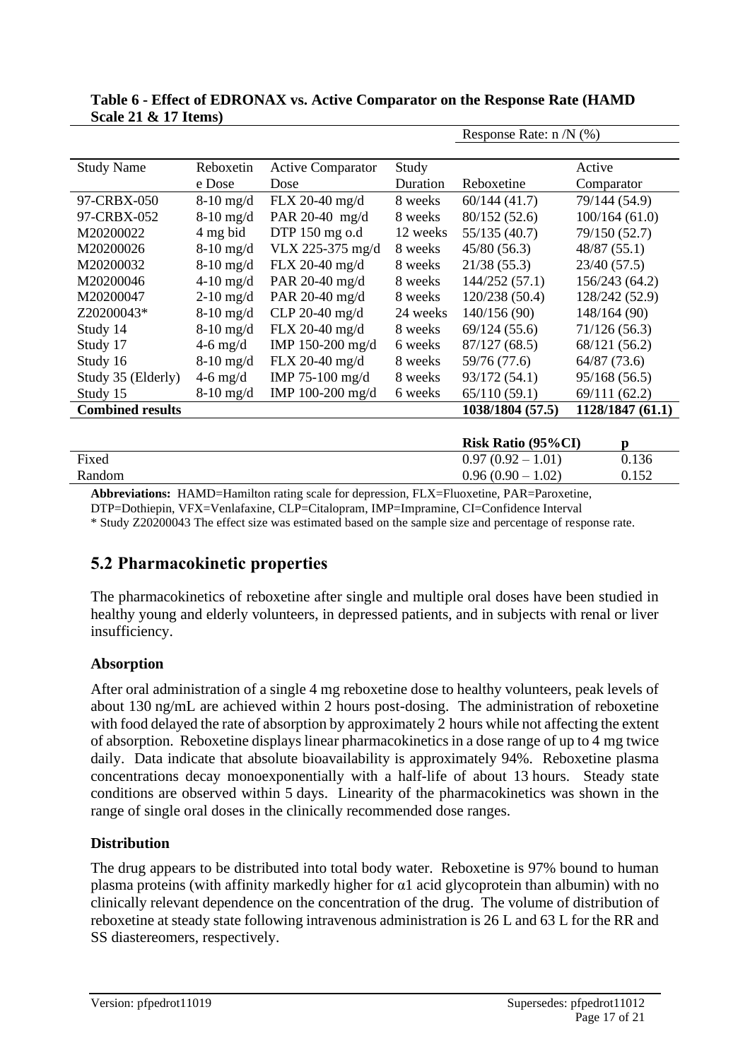**Table 6 - Effect of EDRONAX vs. Active Comparator on the Response Rate (HAMD Scale 21 & 17 Items)**

| Study Name | Reboxetine Dose | Active Comparator Dose | Study Duration | Response Rate: n /N (%) Reboxetine | Active Comparator |
|---|---|---|---|---|---|
| 97-CRBX-050 | 8-10 mg/d | FLX 20-40 mg/d | 8 weeks | 60/144 (41.7) | 79/144 (54.9) |
| 97-CRBX-052 | 8-10 mg/d | PAR 20-40 mg/d | 8 weeks | 80/152 (52.6) | 100/164 (61.0) |
| M20200022 | 4 mg bid | DTP 150 mg o.d | 12 weeks | 55/135 (40.7) | 79/150 (52.7) |
| M20200026 | 8-10 mg/d | VLX 225-375 mg/d | 8 weeks | 45/80 (56.3) | 48/87 (55.1) |
| M20200032 | 8-10 mg/d | FLX 20-40 mg/d | 8 weeks | 21/38 (55.3) | 23/40 (57.5) |
| M20200046 | 4-10 mg/d | PAR 20-40 mg/d | 8 weeks | 144/252 (57.1) | 156/243 (64.2) |
| M20200047 | 2-10 mg/d | PAR 20-40 mg/d | 8 weeks | 120/238 (50.4) | 128/242 (52.9) |
| Z20200043* | 8-10 mg/d | CLP 20-40 mg/d | 24 weeks | 140/156 (90) | 148/164 (90) |
| Study 14 | 8-10 mg/d | FLX 20-40 mg/d | 8 weeks | 69/124 (55.6) | 71/126 (56.3) |
| Study 17 | 4-6 mg/d | IMP 150-200 mg/d | 6 weeks | 87/127 (68.5) | 68/121 (56.2) |
| Study 16 | 8-10 mg/d | FLX 20-40 mg/d | 8 weeks | 59/76 (77.6) | 64/87 (73.6) |
| Study 35 (Elderly) | 4-6 mg/d | IMP 75-100 mg/d | 8 weeks | 93/172 (54.1) | 95/168 (56.5) |
| Study 15 | 8-10 mg/d | IMP 100-200 mg/d | 6 weeks | 65/110 (59.1) | 69/111 (62.2) |
| **Combined results** | | | | **1038/1804 (57.5)** | **1128/1847 (61.1)** |

| | **Risk Ratio (95%CI)** | **p** |
|---|---|---|
| Fixed | 0.97 (0.92 – 1.01) | 0.136 |
| Random | 0.96 (0.90 – 1.02) | 0.152 |

**Abbreviations:** HAMD=Hamilton rating scale for depression, FLX=Fluoxetine, PAR=Paroxetine, DTP=Dothiepin, VFX=Venlafaxine, CLP=Citalopram, IMP=Impramine, CI=Confidence Interval

\* Study Z20200043 The effect size was estimated based on the sample size and percentage of response rate.

## 5.2 Pharmacokinetic properties

The pharmacokinetics of reboxetine after single and multiple oral doses have been studied in healthy young and elderly volunteers, in depressed patients, and in subjects with renal or liver insufficiency.

### Absorption

After oral administration of a single 4 mg reboxetine dose to healthy volunteers, peak levels of about 130 ng/mL are achieved within 2 hours post-dosing. The administration of reboxetine with food delayed the rate of absorption by approximately 2 hours while not affecting the extent of absorption. Reboxetine displays linear pharmacokinetics in a dose range of up to 4 mg twice daily. Data indicate that absolute bioavailability is approximately 94%. Reboxetine plasma concentrations decay monoexponentially with a half-life of about 13 hours. Steady state conditions are observed within 5 days. Linearity of the pharmacokinetics was shown in the range of single oral doses in the clinically recommended dose ranges.

### Distribution

The drug appears to be distributed into total body water. Reboxetine is 97% bound to human plasma proteins (with affinity markedly higher for α1 acid glycoprotein than albumin) with no clinically relevant dependence on the concentration of the drug. The volume of distribution of reboxetine at steady state following intravenous administration is 26 L and 63 L for the RR and SS diastereomers, respectively.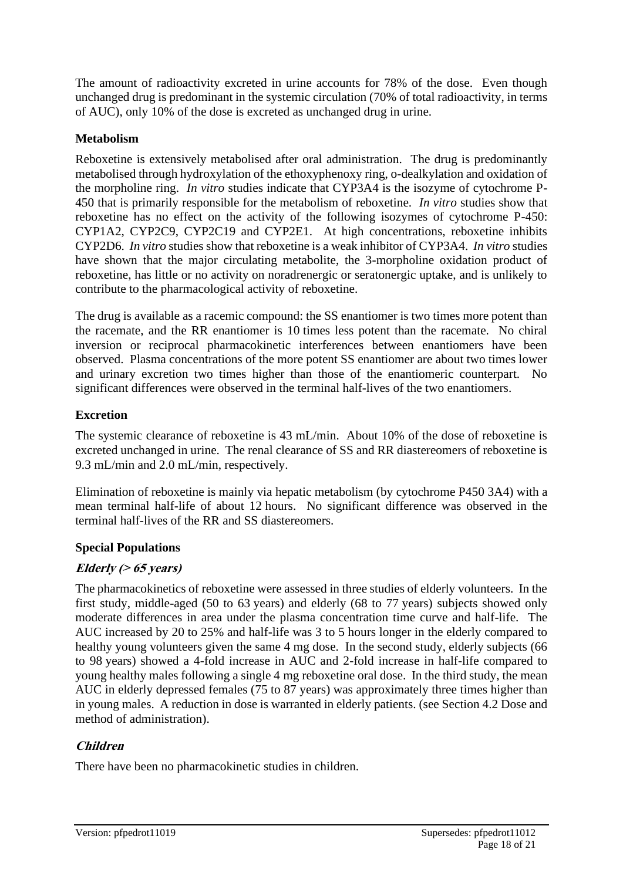The amount of radioactivity excreted in urine accounts for 78% of the dose. Even though unchanged drug is predominant in the systemic circulation (70% of total radioactivity, in terms of AUC), only 10% of the dose is excreted as unchanged drug in urine.

### Metabolism

Reboxetine is extensively metabolised after oral administration. The drug is predominantly metabolised through hydroxylation of the ethoxyphenoxy ring, o-dealkylation and oxidation of the morpholine ring. *In vitro* studies indicate that CYP3A4 is the isozyme of cytochrome P-450 that is primarily responsible for the metabolism of reboxetine. *In vitro* studies show that reboxetine has no effect on the activity of the following isozymes of cytochrome P-450: CYP1A2, CYP2C9, CYP2C19 and CYP2E1. At high concentrations, reboxetine inhibits CYP2D6. *In vitro* studies show that reboxetine is a weak inhibitor of CYP3A4. *In vitro* studies have shown that the major circulating metabolite, the 3-morpholine oxidation product of reboxetine, has little or no activity on noradrenergic or seratonergic uptake, and is unlikely to contribute to the pharmacological activity of reboxetine.

The drug is available as a racemic compound: the SS enantiomer is two times more potent than the racemate, and the RR enantiomer is 10 times less potent than the racemate. No chiral inversion or reciprocal pharmacokinetic interferences between enantiomers have been observed. Plasma concentrations of the more potent SS enantiomer are about two times lower and urinary excretion two times higher than those of the enantiomeric counterpart. No significant differences were observed in the terminal half-lives of the two enantiomers.

### Excretion

The systemic clearance of reboxetine is 43 mL/min. About 10% of the dose of reboxetine is excreted unchanged in urine. The renal clearance of SS and RR diastereomers of reboxetine is 9.3 mL/min and 2.0 mL/min, respectively.

Elimination of reboxetine is mainly via hepatic metabolism (by cytochrome P450 3A4) with a mean terminal half-life of about 12 hours. No significant difference was observed in the terminal half-lives of the RR and SS diastereomers.

### Special Populations

#### *Elderly (> 65 years)*

The pharmacokinetics of reboxetine were assessed in three studies of elderly volunteers. In the first study, middle-aged (50 to 63 years) and elderly (68 to 77 years) subjects showed only moderate differences in area under the plasma concentration time curve and half-life. The AUC increased by 20 to 25% and half-life was 3 to 5 hours longer in the elderly compared to healthy young volunteers given the same 4 mg dose. In the second study, elderly subjects (66 to 98 years) showed a 4-fold increase in AUC and 2-fold increase in half-life compared to young healthy males following a single 4 mg reboxetine oral dose. In the third study, the mean AUC in elderly depressed females (75 to 87 years) was approximately three times higher than in young males. A reduction in dose is warranted in elderly patients. (see Section 4.2 Dose and method of administration).

#### *Children*

There have been no pharmacokinetic studies in children.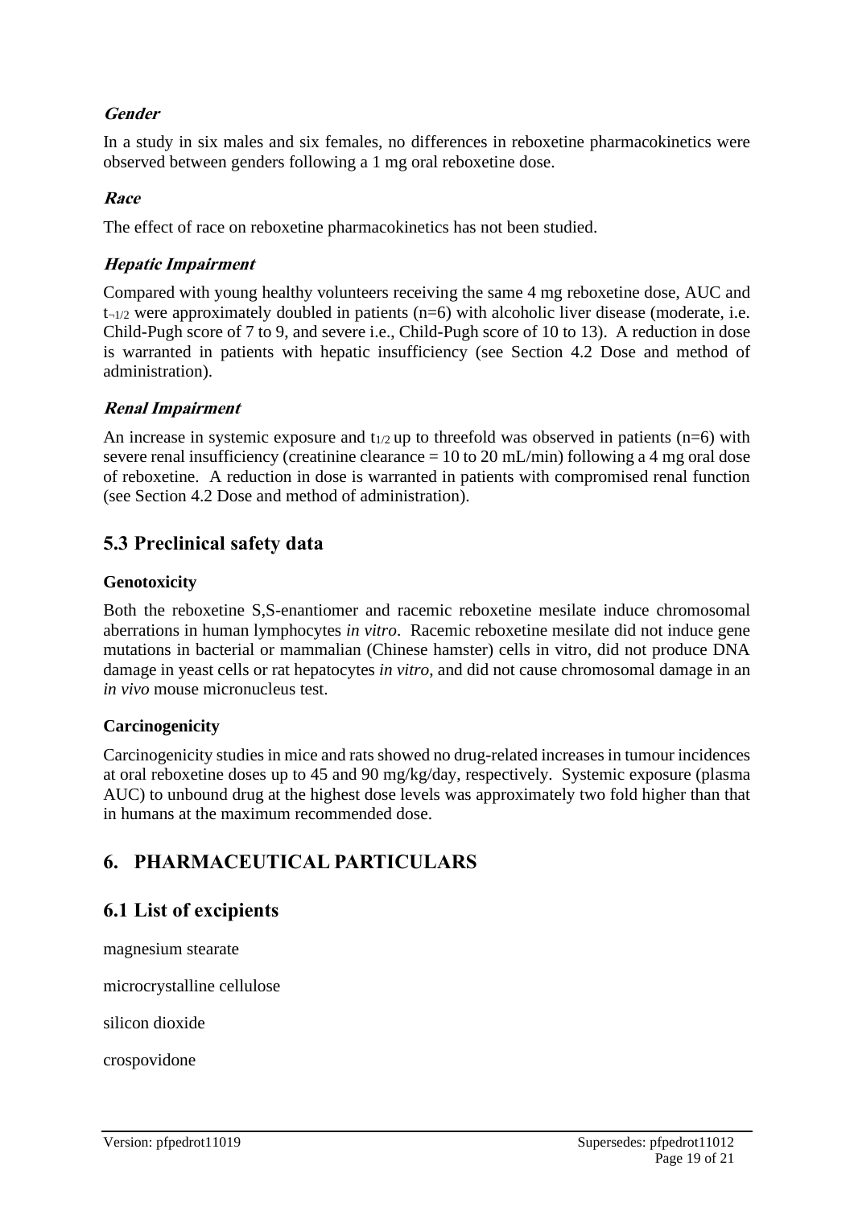#### *Gender*

In a study in six males and six females, no differences in reboxetine pharmacokinetics were observed between genders following a 1 mg oral reboxetine dose.

#### *Race*

The effect of race on reboxetine pharmacokinetics has not been studied.

#### *Hepatic Impairment*

Compared with young healthy volunteers receiving the same 4 mg reboxetine dose, AUC and $t_{1/2}$ were approximately doubled in patients (n=6) with alcoholic liver disease (moderate, i.e. Child-Pugh score of 7 to 9, and severe i.e., Child-Pugh score of 10 to 13). A reduction in dose is warranted in patients with hepatic insufficiency (see Section 4.2 Dose and method of administration).

#### *Renal Impairment*

An increase in systemic exposure and $t_{1/2}$ up to threefold was observed in patients (n=6) with severe renal insufficiency (creatinine clearance = 10 to 20 mL/min) following a 4 mg oral dose of reboxetine. A reduction in dose is warranted in patients with compromised renal function (see Section 4.2 Dose and method of administration).

## 5.3 Preclinical safety data

**Genotoxicity**

Both the reboxetine S,S-enantiomer and racemic reboxetine mesilate induce chromosomal aberrations in human lymphocytes *in vitro*. Racemic reboxetine mesilate did not induce gene mutations in bacterial or mammalian (Chinese hamster) cells in vitro, did not produce DNA damage in yeast cells or rat hepatocytes *in vitro*, and did not cause chromosomal damage in an *in vivo* mouse micronucleus test.

**Carcinogenicity**

Carcinogenicity studies in mice and rats showed no drug-related increases in tumour incidences at oral reboxetine doses up to 45 and 90 mg/kg/day, respectively. Systemic exposure (plasma AUC) to unbound drug at the highest dose levels was approximately two fold higher than that in humans at the maximum recommended dose.

# 6. PHARMACEUTICAL PARTICULARS

## 6.1 List of excipients

magnesium stearate

microcrystalline cellulose

silicon dioxide

crospovidone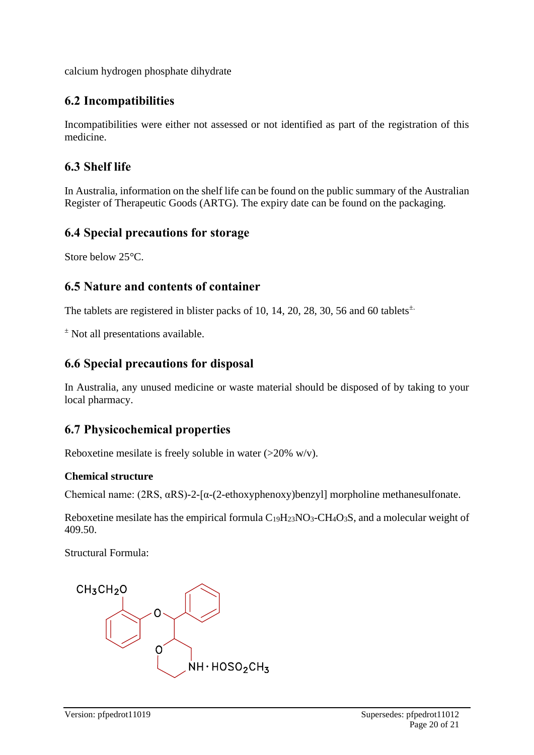calcium hydrogen phosphate dihydrate

## 6.2 Incompatibilities

Incompatibilities were either not assessed or not identified as part of the registration of this medicine.

## 6.3 Shelf life

In Australia, information on the shelf life can be found on the public summary of the Australian Register of Therapeutic Goods (ARTG). The expiry date can be found on the packaging.

## 6.4 Special precautions for storage

Store below 25°C.

## 6.5 Nature and contents of container

The tablets are registered in blister packs of 10, 14, 20, 28, 30, 56 and 60 tablets[±].

[±] Not all presentations available.

## 6.6 Special precautions for disposal

In Australia, any unused medicine or waste material should be disposed of by taking to your local pharmacy.

## 6.7 Physicochemical properties

Reboxetine mesilate is freely soluble in water (>20% w/v).

### Chemical structure

Chemical name: (2RS, αRS)-2-[α-(2-ethoxyphenoxy)benzyl] morpholine methanesulfonate.

Reboxetine mesilate has the empirical formula $C_{19}H_{23}NO_3$-$CH_4O_3S$, and a molecular weight of 409.50.

Structural Formula:

$CH_3CH_2O$ ... $NH \cdot HOSO_2CH_3$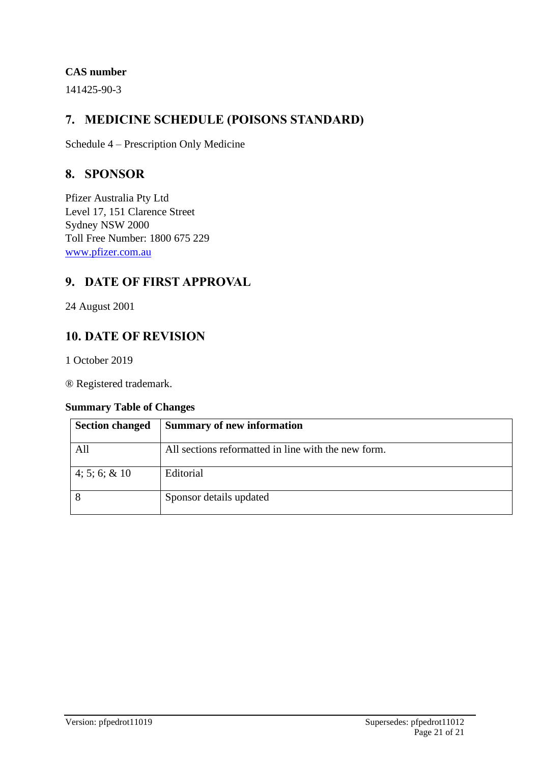**CAS number**

141425-90-3

## 7. MEDICINE SCHEDULE (POISONS STANDARD)

Schedule 4 – Prescription Only Medicine

## 8. SPONSOR

Pfizer Australia Pty Ltd
Level 17, 151 Clarence Street
Sydney NSW 2000
Toll Free Number: 1800 675 229
www.pfizer.com.au

## 9. DATE OF FIRST APPROVAL

24 August 2001

## 10. DATE OF REVISION

1 October 2019

® Registered trademark.

**Summary Table of Changes**

| Section changed | Summary of new information |
|---|---|
| All | All sections reformatted in line with the new form. |
| 4; 5; 6; & 10 | Editorial |
| 8 | Sponsor details updated |

Version: pfpedrot11019 Supersedes: pfpedrot11012